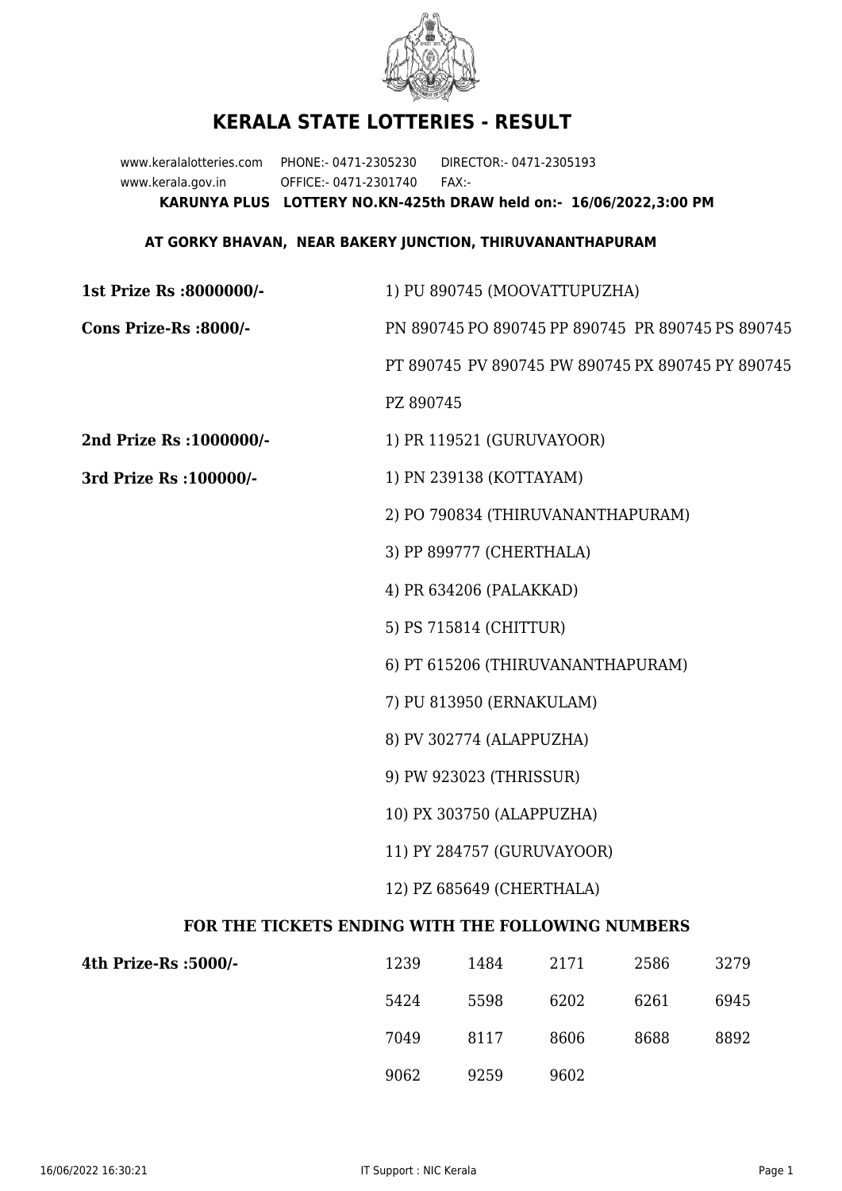# KERALA STATE LOTTERIES - RESULT

www.keralalotteries.com PHONE:- 0471-2305230 DIRECTOR:- 0471-2305193
www.kerala.gov.in OFFICE:- 0471-2301740 FAX:-

**KARUNYA PLUS LOTTERY NO.KN-425th DRAW held on:- 16/06/2022,3:00 PM**

**AT GORKY BHAVAN, NEAR BAKERY JUNCTION, THIRUVANANTHAPURAM**

**1st Prize Rs :8000000/-** 1) PU 890745 (MOOVATTUPUZHA)

**Cons Prize-Rs :8000/-** PN 890745 PO 890745 PP 890745 PR 890745 PS 890745 PT 890745 PV 890745 PW 890745 PX 890745 PY 890745 PZ 890745

**2nd Prize Rs :1000000/-** 1) PR 119521 (GURUVAYOOR)

**3rd Prize Rs :100000/-**

1) PN 239138 (KOTTAYAM)
2) PO 790834 (THIRUVANANTHAPURAM)
3) PP 899777 (CHERTHALA)
4) PR 634206 (PALAKKAD)
5) PS 715814 (CHITTUR)
6) PT 615206 (THIRUVANANTHAPURAM)
7) PU 813950 (ERNAKULAM)
8) PV 302774 (ALAPPUZHA)
9) PW 923023 (THRISSUR)
10) PX 303750 (ALAPPUZHA)
11) PY 284757 (GURUVAYOOR)
12) PZ 685649 (CHERTHALA)

### FOR THE TICKETS ENDING WITH THE FOLLOWING NUMBERS

**4th Prize-Rs :5000/-**

| | | | | |
|---|---|---|---|---|
| 1239 | 1484 | 2171 | 2586 | 3279 |
| 5424 | 5598 | 6202 | 6261 | 6945 |
| 7049 | 8117 | 8606 | 8688 | 8892 |
| 9062 | 9259 | 9602 | | |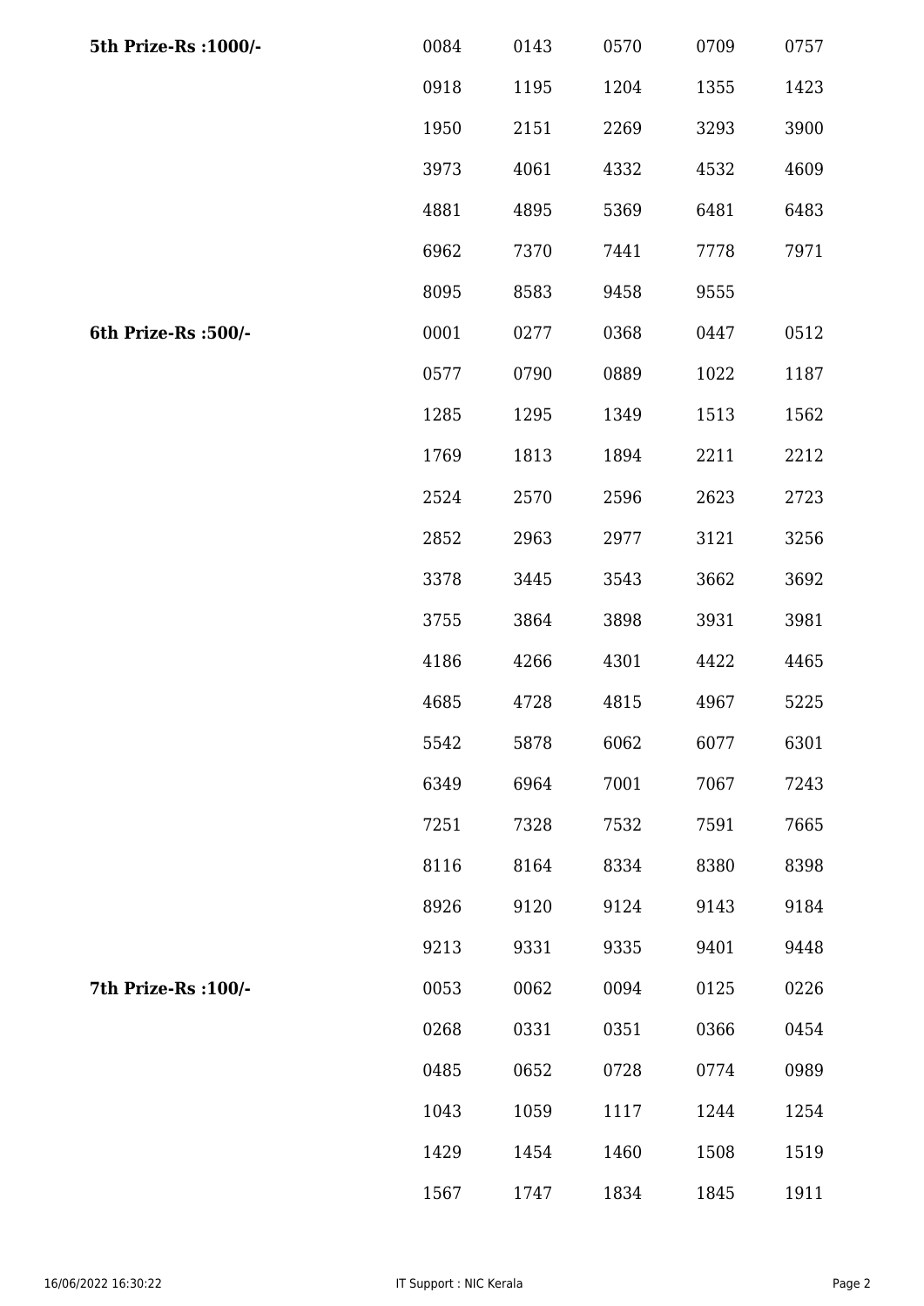| | | | | | |
|---|---|---|---|---|---|
| **5th Prize-Rs :1000/-** | 0084 | 0143 | 0570 | 0709 | 0757 |
| | 0918 | 1195 | 1204 | 1355 | 1423 |
| | 1950 | 2151 | 2269 | 3293 | 3900 |
| | 3973 | 4061 | 4332 | 4532 | 4609 |
| | 4881 | 4895 | 5369 | 6481 | 6483 |
| | 6962 | 7370 | 7441 | 7778 | 7971 |
| | 8095 | 8583 | 9458 | 9555 | |
| **6th Prize-Rs :500/-** | 0001 | 0277 | 0368 | 0447 | 0512 |
| | 0577 | 0790 | 0889 | 1022 | 1187 |
| | 1285 | 1295 | 1349 | 1513 | 1562 |
| | 1769 | 1813 | 1894 | 2211 | 2212 |
| | 2524 | 2570 | 2596 | 2623 | 2723 |
| | 2852 | 2963 | 2977 | 3121 | 3256 |
| | 3378 | 3445 | 3543 | 3662 | 3692 |
| | 3755 | 3864 | 3898 | 3931 | 3981 |
| | 4186 | 4266 | 4301 | 4422 | 4465 |
| | 4685 | 4728 | 4815 | 4967 | 5225 |
| | 5542 | 5878 | 6062 | 6077 | 6301 |
| | 6349 | 6964 | 7001 | 7067 | 7243 |
| | 7251 | 7328 | 7532 | 7591 | 7665 |
| | 8116 | 8164 | 8334 | 8380 | 8398 |
| | 8926 | 9120 | 9124 | 9143 | 9184 |
| | 9213 | 9331 | 9335 | 9401 | 9448 |
| **7th Prize-Rs :100/-** | 0053 | 0062 | 0094 | 0125 | 0226 |
| | 0268 | 0331 | 0351 | 0366 | 0454 |
| | 0485 | 0652 | 0728 | 0774 | 0989 |
| | 1043 | 1059 | 1117 | 1244 | 1254 |
| | 1429 | 1454 | 1460 | 1508 | 1519 |
| | 1567 | 1747 | 1834 | 1845 | 1911 |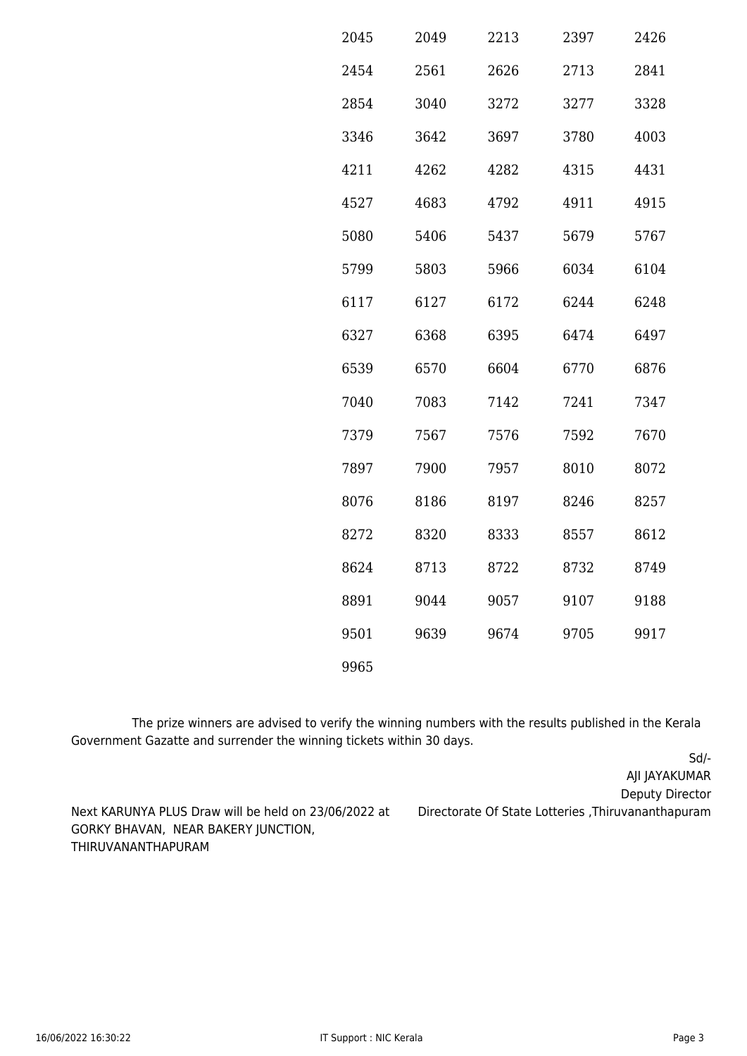| | | | | |
|---|---|---|---|---|
| 2045 | 2049 | 2213 | 2397 | 2426 |
| 2454 | 2561 | 2626 | 2713 | 2841 |
| 2854 | 3040 | 3272 | 3277 | 3328 |
| 3346 | 3642 | 3697 | 3780 | 4003 |
| 4211 | 4262 | 4282 | 4315 | 4431 |
| 4527 | 4683 | 4792 | 4911 | 4915 |
| 5080 | 5406 | 5437 | 5679 | 5767 |
| 5799 | 5803 | 5966 | 6034 | 6104 |
| 6117 | 6127 | 6172 | 6244 | 6248 |
| 6327 | 6368 | 6395 | 6474 | 6497 |
| 6539 | 6570 | 6604 | 6770 | 6876 |
| 7040 | 7083 | 7142 | 7241 | 7347 |
| 7379 | 7567 | 7576 | 7592 | 7670 |
| 7897 | 7900 | 7957 | 8010 | 8072 |
| 8076 | 8186 | 8197 | 8246 | 8257 |
| 8272 | 8320 | 8333 | 8557 | 8612 |
| 8624 | 8713 | 8722 | 8732 | 8749 |
| 8891 | 9044 | 9057 | 9107 | 9188 |
| 9501 | 9639 | 9674 | 9705 | 9917 |
| 9965 | | | | |

The prize winners are advised to verify the winning numbers with the results published in the Kerala Government Gazatte and surrender the winning tickets within 30 days.

Sd/-
AJI JAYAKUMAR
Deputy Director
Directorate Of State Lotteries ,Thiruvananthapuram

Next KARUNYA PLUS Draw will be held on 23/06/2022 at GORKY BHAVAN, NEAR BAKERY JUNCTION, THIRUVANANTHAPURAM

16/06/2022 16:30:22

IT Support : NIC Kerala